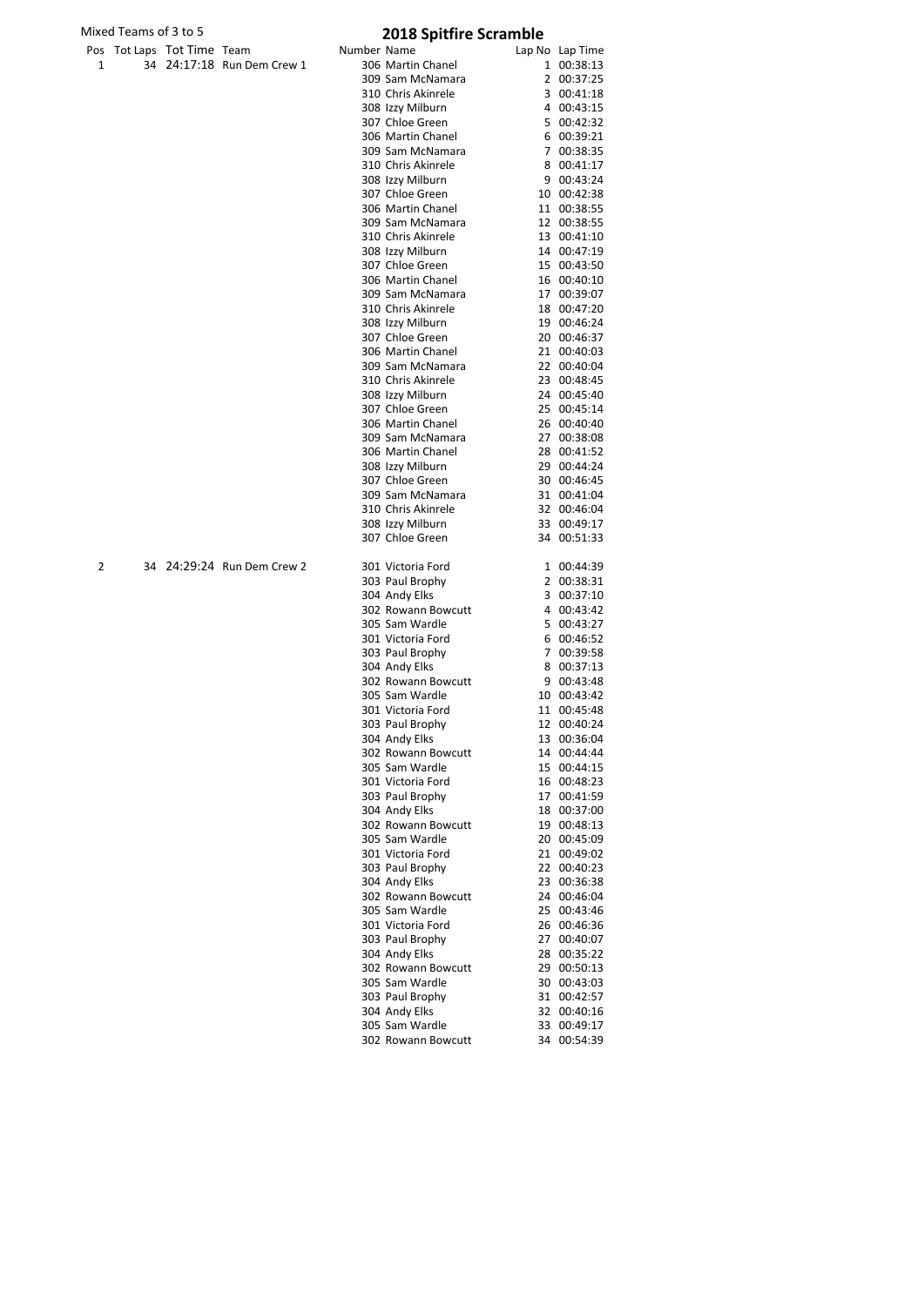Mixed Teams of 3 to 5

# 2018 Spitfire Scramble

| Pos | Tot Laps | Tot Time | Team | Number | Name | Lap No | Lap Time |
|---|---|---|---|---|---|---|---|
| 1 | 34 | 24:17:18 | Run Dem Crew 1 | 306 | Martin Chanel | 1 | 00:38:13 |
| | | | | 309 | Sam McNamara | 2 | 00:37:25 |
| | | | | 310 | Chris Akinrele | 3 | 00:41:18 |
| | | | | 308 | Izzy Milburn | 4 | 00:43:15 |
| | | | | 307 | Chloe Green | 5 | 00:42:32 |
| | | | | 306 | Martin Chanel | 6 | 00:39:21 |
| | | | | 309 | Sam McNamara | 7 | 00:38:35 |
| | | | | 310 | Chris Akinrele | 8 | 00:41:17 |
| | | | | 308 | Izzy Milburn | 9 | 00:43:24 |
| | | | | 307 | Chloe Green | 10 | 00:42:38 |
| | | | | 306 | Martin Chanel | 11 | 00:38:55 |
| | | | | 309 | Sam McNamara | 12 | 00:38:55 |
| | | | | 310 | Chris Akinrele | 13 | 00:41:10 |
| | | | | 308 | Izzy Milburn | 14 | 00:47:19 |
| | | | | 307 | Chloe Green | 15 | 00:43:50 |
| | | | | 306 | Martin Chanel | 16 | 00:40:10 |
| | | | | 309 | Sam McNamara | 17 | 00:39:07 |
| | | | | 310 | Chris Akinrele | 18 | 00:47:20 |
| | | | | 308 | Izzy Milburn | 19 | 00:46:24 |
| | | | | 307 | Chloe Green | 20 | 00:46:37 |
| | | | | 306 | Martin Chanel | 21 | 00:40:03 |
| | | | | 309 | Sam McNamara | 22 | 00:40:04 |
| | | | | 310 | Chris Akinrele | 23 | 00:48:45 |
| | | | | 308 | Izzy Milburn | 24 | 00:45:40 |
| | | | | 307 | Chloe Green | 25 | 00:45:14 |
| | | | | 306 | Martin Chanel | 26 | 00:40:40 |
| | | | | 309 | Sam McNamara | 27 | 00:38:08 |
| | | | | 306 | Martin Chanel | 28 | 00:41:52 |
| | | | | 308 | Izzy Milburn | 29 | 00:44:24 |
| | | | | 307 | Chloe Green | 30 | 00:46:45 |
| | | | | 309 | Sam McNamara | 31 | 00:41:04 |
| | | | | 310 | Chris Akinrele | 32 | 00:46:04 |
| | | | | 308 | Izzy Milburn | 33 | 00:49:17 |
| | | | | 307 | Chloe Green | 34 | 00:51:33 |
| 2 | 34 | 24:29:24 | Run Dem Crew 2 | 301 | Victoria Ford | 1 | 00:44:39 |
| | | | | 303 | Paul Brophy | 2 | 00:38:31 |
| | | | | 304 | Andy Elks | 3 | 00:37:10 |
| | | | | 302 | Rowann Bowcutt | 4 | 00:43:42 |
| | | | | 305 | Sam Wardle | 5 | 00:43:27 |
| | | | | 301 | Victoria Ford | 6 | 00:46:52 |
| | | | | 303 | Paul Brophy | 7 | 00:39:58 |
| | | | | 304 | Andy Elks | 8 | 00:37:13 |
| | | | | 302 | Rowann Bowcutt | 9 | 00:43:48 |
| | | | | 305 | Sam Wardle | 10 | 00:43:42 |
| | | | | 301 | Victoria Ford | 11 | 00:45:48 |
| | | | | 303 | Paul Brophy | 12 | 00:40:24 |
| | | | | 304 | Andy Elks | 13 | 00:36:04 |
| | | | | 302 | Rowann Bowcutt | 14 | 00:44:44 |
| | | | | 305 | Sam Wardle | 15 | 00:44:15 |
| | | | | 301 | Victoria Ford | 16 | 00:48:23 |
| | | | | 303 | Paul Brophy | 17 | 00:41:59 |
| | | | | 304 | Andy Elks | 18 | 00:37:00 |
| | | | | 302 | Rowann Bowcutt | 19 | 00:48:13 |
| | | | | 305 | Sam Wardle | 20 | 00:45:09 |
| | | | | 301 | Victoria Ford | 21 | 00:49:02 |
| | | | | 303 | Paul Brophy | 22 | 00:40:23 |
| | | | | 304 | Andy Elks | 23 | 00:36:38 |
| | | | | 302 | Rowann Bowcutt | 24 | 00:46:04 |
| | | | | 305 | Sam Wardle | 25 | 00:43:46 |
| | | | | 301 | Victoria Ford | 26 | 00:46:36 |
| | | | | 303 | Paul Brophy | 27 | 00:40:07 |
| | | | | 304 | Andy Elks | 28 | 00:35:22 |
| | | | | 302 | Rowann Bowcutt | 29 | 00:50:13 |
| | | | | 305 | Sam Wardle | 30 | 00:43:03 |
| | | | | 303 | Paul Brophy | 31 | 00:42:57 |
| | | | | 304 | Andy Elks | 32 | 00:40:16 |
| | | | | 305 | Sam Wardle | 33 | 00:49:17 |
| | | | | 302 | Rowann Bowcutt | 34 | 00:54:39 |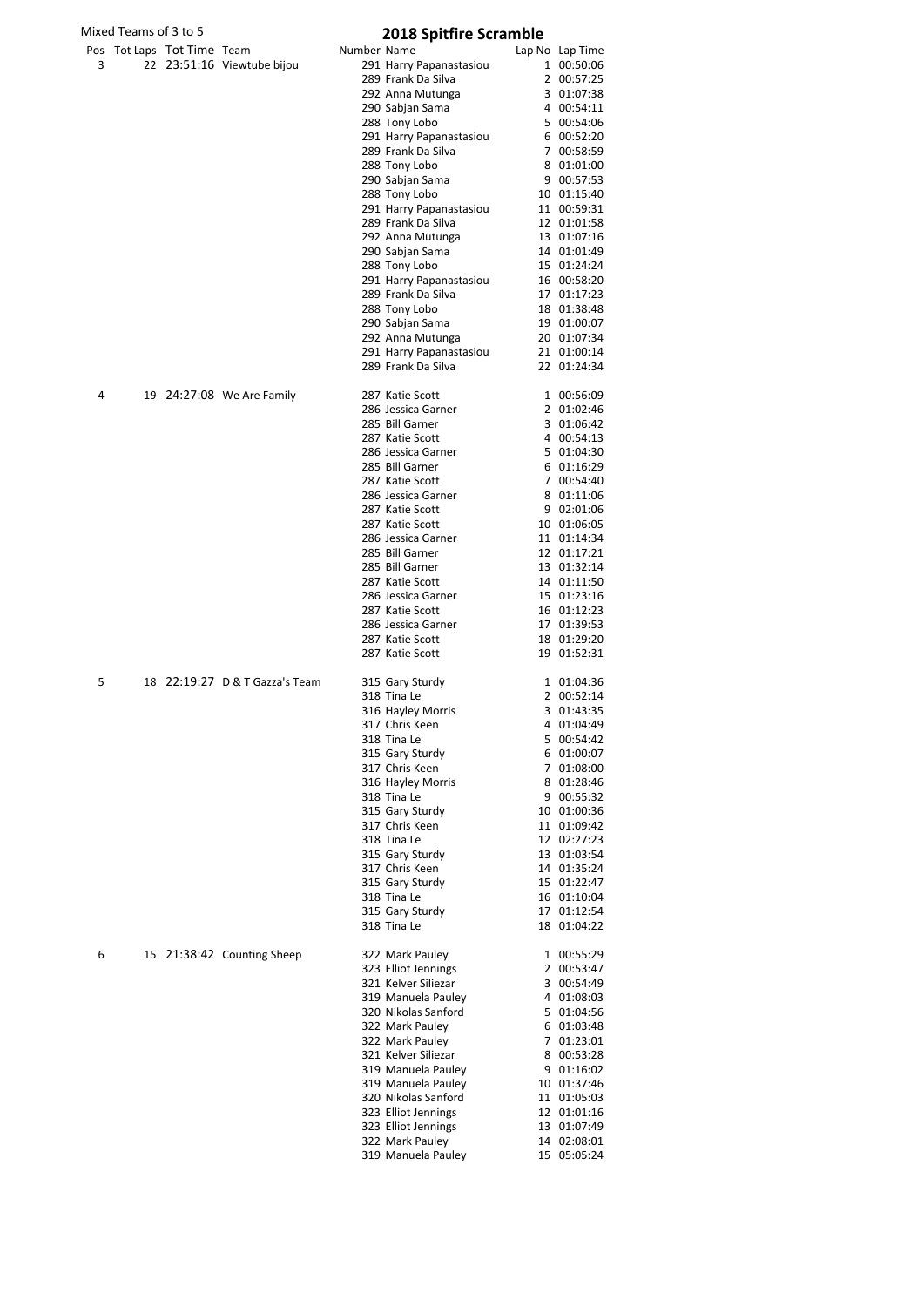Mixed Teams of 3 to 5

# 2018 Spitfire Scramble

| Pos | Tot Laps | Tot Time | Team | Number | Name | Lap No | Lap Time |
|---|---|---|---|---|---|---|---|
| 3 | 22 | 23:51:16 | Viewtube bijou | 291 | Harry Papanastasiou | 1 | 00:50:06 |
| | | | | 289 | Frank Da Silva | 2 | 00:57:25 |
| | | | | 292 | Anna Mutunga | 3 | 01:07:38 |
| | | | | 290 | Sabjan Sama | 4 | 00:54:11 |
| | | | | 288 | Tony Lobo | 5 | 00:54:06 |
| | | | | 291 | Harry Papanastasiou | 6 | 00:52:20 |
| | | | | 289 | Frank Da Silva | 7 | 00:58:59 |
| | | | | 288 | Tony Lobo | 8 | 01:01:00 |
| | | | | 290 | Sabjan Sama | 9 | 00:57:53 |
| | | | | 288 | Tony Lobo | 10 | 01:15:40 |
| | | | | 291 | Harry Papanastasiou | 11 | 00:59:31 |
| | | | | 289 | Frank Da Silva | 12 | 01:01:58 |
| | | | | 292 | Anna Mutunga | 13 | 01:07:16 |
| | | | | 290 | Sabjan Sama | 14 | 01:01:49 |
| | | | | 288 | Tony Lobo | 15 | 01:24:24 |
| | | | | 291 | Harry Papanastasiou | 16 | 00:58:20 |
| | | | | 289 | Frank Da Silva | 17 | 01:17:23 |
| | | | | 288 | Tony Lobo | 18 | 01:38:48 |
| | | | | 290 | Sabjan Sama | 19 | 01:00:07 |
| | | | | 292 | Anna Mutunga | 20 | 01:07:34 |
| | | | | 291 | Harry Papanastasiou | 21 | 01:00:14 |
| | | | | 289 | Frank Da Silva | 22 | 01:24:34 |
| 4 | 19 | 24:27:08 | We Are Family | 287 | Katie Scott | 1 | 00:56:09 |
| | | | | 286 | Jessica Garner | 2 | 01:02:46 |
| | | | | 285 | Bill Garner | 3 | 01:06:42 |
| | | | | 287 | Katie Scott | 4 | 00:54:13 |
| | | | | 286 | Jessica Garner | 5 | 01:04:30 |
| | | | | 285 | Bill Garner | 6 | 01:16:29 |
| | | | | 287 | Katie Scott | 7 | 00:54:40 |
| | | | | 286 | Jessica Garner | 8 | 01:11:06 |
| | | | | 287 | Katie Scott | 9 | 02:01:06 |
| | | | | 287 | Katie Scott | 10 | 01:06:05 |
| | | | | 286 | Jessica Garner | 11 | 01:14:34 |
| | | | | 285 | Bill Garner | 12 | 01:17:21 |
| | | | | 285 | Bill Garner | 13 | 01:32:14 |
| | | | | 287 | Katie Scott | 14 | 01:11:50 |
| | | | | 286 | Jessica Garner | 15 | 01:23:16 |
| | | | | 287 | Katie Scott | 16 | 01:12:23 |
| | | | | 286 | Jessica Garner | 17 | 01:39:53 |
| | | | | 287 | Katie Scott | 18 | 01:29:20 |
| | | | | 287 | Katie Scott | 19 | 01:52:31 |
| 5 | 18 | 22:19:27 | D & T Gazza's Team | 315 | Gary Sturdy | 1 | 01:04:36 |
| | | | | 318 | Tina Le | 2 | 00:52:14 |
| | | | | 316 | Hayley Morris | 3 | 01:43:35 |
| | | | | 317 | Chris Keen | 4 | 01:04:49 |
| | | | | 318 | Tina Le | 5 | 00:54:42 |
| | | | | 315 | Gary Sturdy | 6 | 01:00:07 |
| | | | | 317 | Chris Keen | 7 | 01:08:00 |
| | | | | 316 | Hayley Morris | 8 | 01:28:46 |
| | | | | 318 | Tina Le | 9 | 00:55:32 |
| | | | | 315 | Gary Sturdy | 10 | 01:00:36 |
| | | | | 317 | Chris Keen | 11 | 01:09:42 |
| | | | | 318 | Tina Le | 12 | 02:27:23 |
| | | | | 315 | Gary Sturdy | 13 | 01:03:54 |
| | | | | 317 | Chris Keen | 14 | 01:35:24 |
| | | | | 315 | Gary Sturdy | 15 | 01:22:47 |
| | | | | 318 | Tina Le | 16 | 01:10:04 |
| | | | | 315 | Gary Sturdy | 17 | 01:12:54 |
| | | | | 318 | Tina Le | 18 | 01:04:22 |
| 6 | 15 | 21:38:42 | Counting Sheep | 322 | Mark Pauley | 1 | 00:55:29 |
| | | | | 323 | Elliot Jennings | 2 | 00:53:47 |
| | | | | 321 | Kelver Siliezar | 3 | 00:54:49 |
| | | | | 319 | Manuela Pauley | 4 | 01:08:03 |
| | | | | 320 | Nikolas Sanford | 5 | 01:04:56 |
| | | | | 322 | Mark Pauley | 6 | 01:03:48 |
| | | | | 322 | Mark Pauley | 7 | 01:23:01 |
| | | | | 321 | Kelver Siliezar | 8 | 00:53:28 |
| | | | | 319 | Manuela Pauley | 9 | 01:16:02 |
| | | | | 319 | Manuela Pauley | 10 | 01:37:46 |
| | | | | 320 | Nikolas Sanford | 11 | 01:05:03 |
| | | | | 323 | Elliot Jennings | 12 | 01:01:16 |
| | | | | 323 | Elliot Jennings | 13 | 01:07:49 |
| | | | | 322 | Mark Pauley | 14 | 02:08:01 |
| | | | | 319 | Manuela Pauley | 15 | 05:05:24 |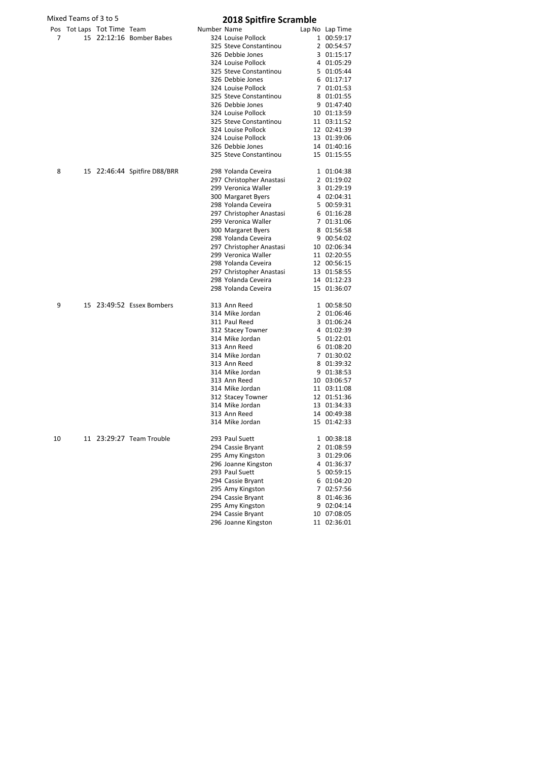Mixed Teams of 3 to 5

# 2018 Spitfire Scramble

| Pos | Tot Laps | Tot Time | Team | Number | Name | Lap No | Lap Time |
|---|---|---|---|---|---|---|---|
| 7 | 15 | 22:12:16 | Bomber Babes | 324 | Louise Pollock | 1 | 00:59:17 |
| | | | | 325 | Steve Constantinou | 2 | 00:54:57 |
| | | | | 326 | Debbie Jones | 3 | 01:15:17 |
| | | | | 324 | Louise Pollock | 4 | 01:05:29 |
| | | | | 325 | Steve Constantinou | 5 | 01:05:44 |
| | | | | 326 | Debbie Jones | 6 | 01:17:17 |
| | | | | 324 | Louise Pollock | 7 | 01:01:53 |
| | | | | 325 | Steve Constantinou | 8 | 01:01:55 |
| | | | | 326 | Debbie Jones | 9 | 01:47:40 |
| | | | | 324 | Louise Pollock | 10 | 01:13:59 |
| | | | | 325 | Steve Constantinou | 11 | 03:11:52 |
| | | | | 324 | Louise Pollock | 12 | 02:41:39 |
| | | | | 324 | Louise Pollock | 13 | 01:39:06 |
| | | | | 326 | Debbie Jones | 14 | 01:40:16 |
| | | | | 325 | Steve Constantinou | 15 | 01:15:55 |
| 8 | 15 | 22:46:44 | Spitfire D88/BRR | 298 | Yolanda Ceveira | 1 | 01:04:38 |
| | | | | 297 | Christopher Anastasi | 2 | 01:19:02 |
| | | | | 299 | Veronica Waller | 3 | 01:29:19 |
| | | | | 300 | Margaret Byers | 4 | 02:04:31 |
| | | | | 298 | Yolanda Ceveira | 5 | 00:59:31 |
| | | | | 297 | Christopher Anastasi | 6 | 01:16:28 |
| | | | | 299 | Veronica Waller | 7 | 01:31:06 |
| | | | | 300 | Margaret Byers | 8 | 01:56:58 |
| | | | | 298 | Yolanda Ceveira | 9 | 00:54:02 |
| | | | | 297 | Christopher Anastasi | 10 | 02:06:34 |
| | | | | 299 | Veronica Waller | 11 | 02:20:55 |
| | | | | 298 | Yolanda Ceveira | 12 | 00:56:15 |
| | | | | 297 | Christopher Anastasi | 13 | 01:58:55 |
| | | | | 298 | Yolanda Ceveira | 14 | 01:12:23 |
| | | | | 298 | Yolanda Ceveira | 15 | 01:36:07 |
| 9 | 15 | 23:49:52 | Essex Bombers | 313 | Ann Reed | 1 | 00:58:50 |
| | | | | 314 | Mike Jordan | 2 | 01:06:46 |
| | | | | 311 | Paul Reed | 3 | 01:06:24 |
| | | | | 312 | Stacey Towner | 4 | 01:02:39 |
| | | | | 314 | Mike Jordan | 5 | 01:22:01 |
| | | | | 313 | Ann Reed | 6 | 01:08:20 |
| | | | | 314 | Mike Jordan | 7 | 01:30:02 |
| | | | | 313 | Ann Reed | 8 | 01:39:32 |
| | | | | 314 | Mike Jordan | 9 | 01:38:53 |
| | | | | 313 | Ann Reed | 10 | 03:06:57 |
| | | | | 314 | Mike Jordan | 11 | 03:11:08 |
| | | | | 312 | Stacey Towner | 12 | 01:51:36 |
| | | | | 314 | Mike Jordan | 13 | 01:34:33 |
| | | | | 313 | Ann Reed | 14 | 00:49:38 |
| | | | | 314 | Mike Jordan | 15 | 01:42:33 |
| 10 | 11 | 23:29:27 | Team Trouble | 293 | Paul Suett | 1 | 00:38:18 |
| | | | | 294 | Cassie Bryant | 2 | 01:08:59 |
| | | | | 295 | Amy Kingston | 3 | 01:29:06 |
| | | | | 296 | Joanne Kingston | 4 | 01:36:37 |
| | | | | 293 | Paul Suett | 5 | 00:59:15 |
| | | | | 294 | Cassie Bryant | 6 | 01:04:20 |
| | | | | 295 | Amy Kingston | 7 | 02:57:56 |
| | | | | 294 | Cassie Bryant | 8 | 01:46:36 |
| | | | | 295 | Amy Kingston | 9 | 02:04:14 |
| | | | | 294 | Cassie Bryant | 10 | 07:08:05 |
| | | | | 296 | Joanne Kingston | 11 | 02:36:01 |